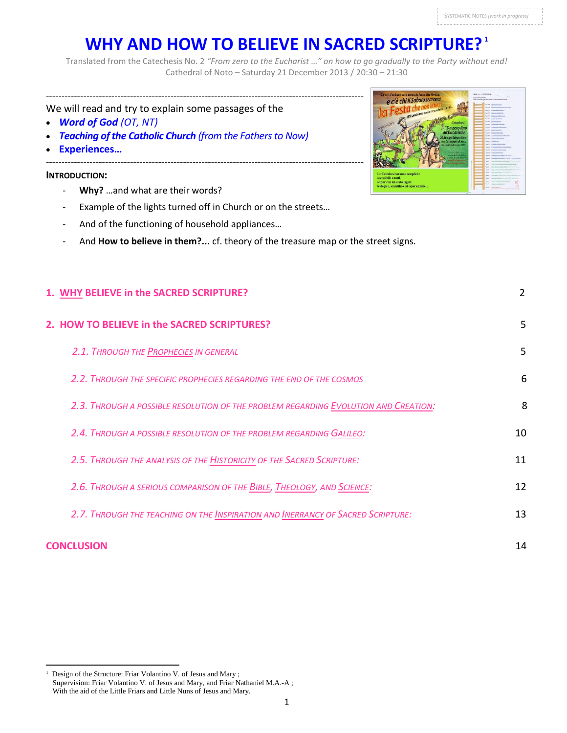SYSTEMATIC NOTES *[work in progress]*

# WHY AND HOW TO BELIEVE IN SACRED SCRIPTURE?[1]

Translated from the Catechesis No. 2 *"From zero to the Eucharist ..."* on how to go gradually to the Party without end!
Cathedral of Noto – Saturday 21 December 2013 / 20:30 – 21:30

---

We will read and try to explain some passages of the

- ***Word of God*** *(OT, NT)*
- ***Teaching of the Catholic Church*** *(from the Fathers to Now)*
- **Experiences…**

---

**INTRODUCTION:**

- **Why?** …and what are their words?
- Example of the lights turned off in Church or on the streets…
- And of the functioning of household appliances…
- And **How to believe in them?...** cf. theory of the treasure map or the street signs.

| | |
|---|---|
| **1. WHY BELIEVE in the SACRED SCRIPTURE?** | 2 |
| **2. HOW TO BELIEVE in the SACRED SCRIPTURES?** | 5 |
| *2.1. Through the Prophecies in general* | 5 |
| *2.2. Through the specific prophecies regarding the end of the cosmos* | 6 |
| *2.3. Through a possible resolution of the problem regarding Evolution and Creation:* | 8 |
| *2.4. Through a possible resolution of the problem regarding Galileo:* | 10 |
| *2.5. Through the analysis of the Historicity of the Sacred Scripture:* | 11 |
| *2.6. Through a serious comparison of the Bible, Theology, and Science:* | 12 |
| *2.7. Through the teaching on the Inspiration and Inerrancy of Sacred Scripture:* | 13 |
| **CONCLUSION** | 14 |

---

[1] Design of the Structure: Friar Volantino V. of Jesus and Mary ;
Supervision: Friar Volantino V. of Jesus and Mary, and Friar Nathaniel M.A.-A ;
With the aid of the Little Friars and Little Nuns of Jesus and Mary.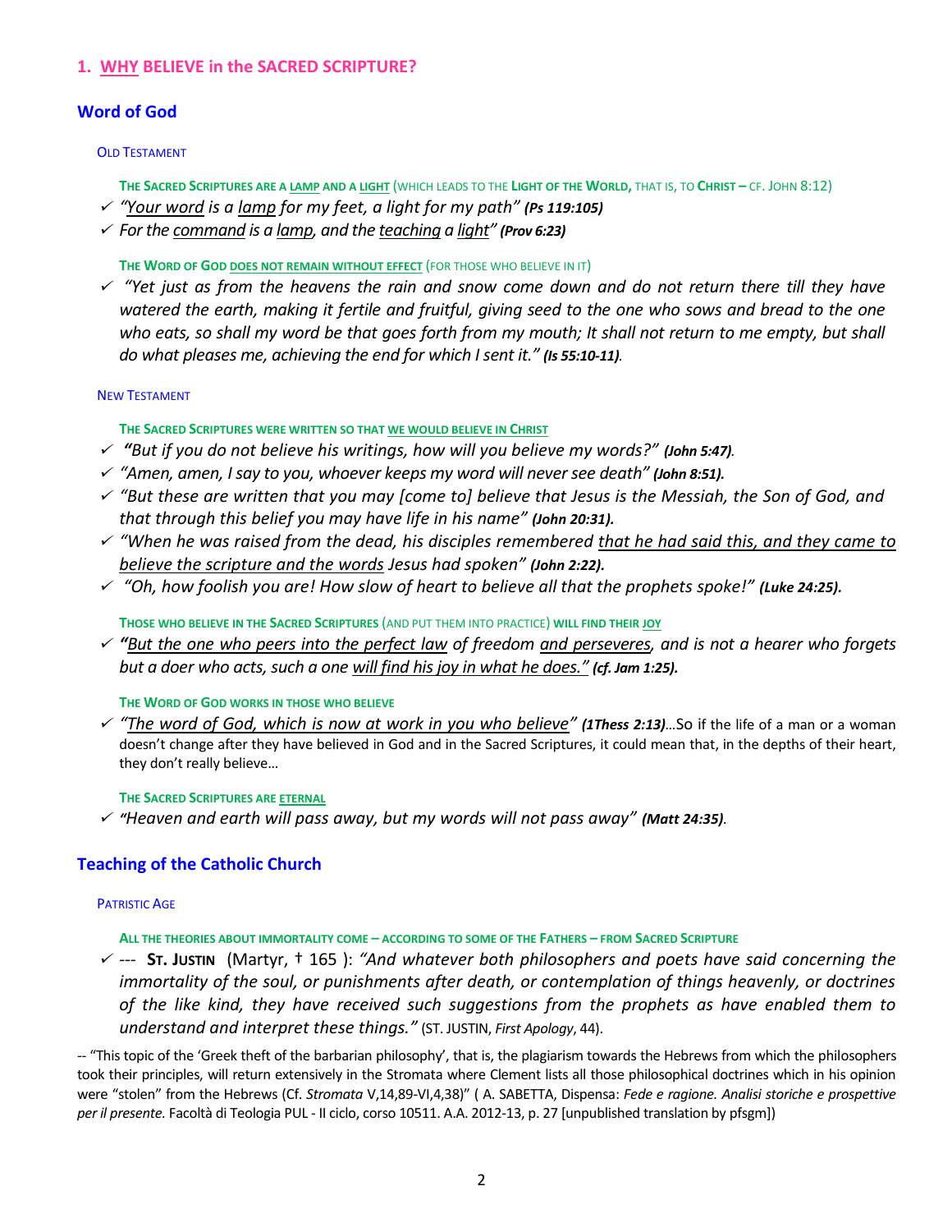## 1. <u>WHY</u> BELIEVE in the SACRED SCRIPTURE?

### Word of God

#### OLD TESTAMENT

**THE SACRED SCRIPTURES ARE A <u>LAMP</u> AND A <u>LIGHT</u>** (WHICH LEADS TO THE **LIGHT OF THE WORLD,** THAT IS, TO **CHRIST –** CF. JOHN 8:12)

- ✓ *"<u>Your word</u> is a <u>lamp</u> for my feet, a light for my path"* ***(Ps 119:105)***
- ✓ *For the <u>command</u> is a <u>lamp</u>, and the <u>teaching</u> a <u>light</u>"* ***(Prov 6:23)***

**THE WORD OF GOD <u>DOES NOT REMAIN WITHOUT EFFECT</u>** (FOR THOSE WHO BELIEVE IN IT)

- ✓ *"Yet just as from the heavens the rain and snow come down and do not return there till they have watered the earth, making it fertile and fruitful, giving seed to the one who sows and bread to the one who eats, so shall my word be that goes forth from my mouth; It shall not return to me empty, but shall do what pleases me, achieving the end for which I sent it."* ***(Is 55:10-11)***.

#### NEW TESTAMENT

**THE SACRED SCRIPTURES WERE WRITTEN SO THAT <u>WE WOULD BELIEVE IN CHRIST</u>**

- ✓ ***"****But if you do not believe his writings, how will you believe my words?"* ***(John 5:47)***.
- ✓ *"Amen, amen, I say to you, whoever keeps my word will never see death"* ***(John 8:51).***
- ✓ *"But these are written that you may [come to] believe that Jesus is the Messiah, the Son of God, and that through this belief you may have life in his name"* ***(John 20:31).***
- ✓ *"When he was raised from the dead, his disciples remembered <u>that he had said this, and they came to believe the scripture and the words</u> Jesus had spoken"* ***(John 2:22).***
- ✓ *"Oh, how foolish you are! How slow of heart to believe all that the prophets spoke!"* ***(Luke 24:25).***

**THOSE WHO BELIEVE IN THE SACRED SCRIPTURES** (AND PUT THEM INTO PRACTICE) **WILL FIND THEIR <u>JOY</u>**

- ✓ ***"****<u>But the one who peers into the perfect law</u> of freedom <u>and perseveres</u>, and is not a hearer who forgets but a doer who acts, such a one <u>will find his joy in what he does."</u>* ***(cf. Jam 1:25).***

**THE WORD OF GOD WORKS IN THOSE WHO BELIEVE**

- ✓ *"<u>The word of God, which is now at work in you who believe</u>"* ***(1Thess 2:13)***…So if the life of a man or a woman doesn't change after they have believed in God and in the Sacred Scriptures, it could mean that, in the depths of their heart, they don't really believe…

**THE SACRED SCRIPTURES ARE <u>ETERNAL</u>**

- ✓ *"Heaven and earth will pass away, but my words will not pass away"* ***(Matt 24:35)***.

### Teaching of the Catholic Church

#### PATRISTIC AGE

**ALL THE THEORIES ABOUT IMMORTALITY COME – ACCORDING TO SOME OF THE FATHERS – FROM SACRED SCRIPTURE**

- ✓ --- **ST. JUSTIN** (Martyr, † 165 ): *"And whatever both philosophers and poets have said concerning the immortality of the soul, or punishments after death, or contemplation of things heavenly, or doctrines of the like kind, they have received such suggestions from the prophets as have enabled them to understand and interpret these things."* (ST. JUSTIN, *First Apology*, 44).

-- "This topic of the 'Greek theft of the barbarian philosophy', that is, the plagiarism towards the Hebrews from which the philosophers took their principles, will return extensively in the Stromata where Clement lists all those philosophical doctrines which in his opinion were "stolen" from the Hebrews (Cf. *Stromata* V,14,89-VI,4,38)" ( A. SABETTA, Dispensa: *Fede e ragione. Analisi storiche e prospettive per il presente.* Facoltà di Teologia PUL - II ciclo, corso 10511. A.A. 2012-13, p. 27 [unpublished translation by pfsgm])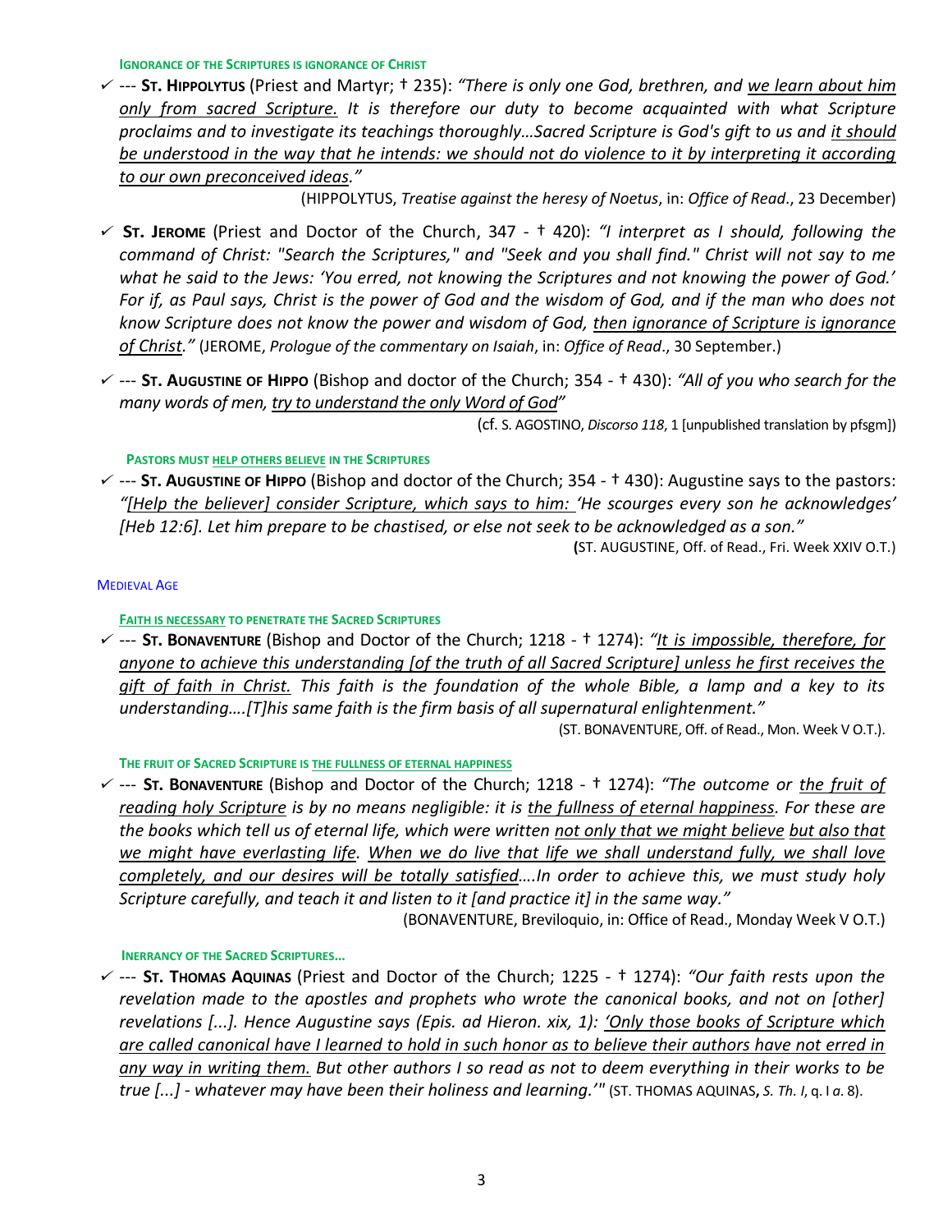#### IGNORANCE OF THE SCRIPTURES IS IGNORANCE OF CHRIST

- ✓ --- **ST. HIPPOLYTUS** (Priest and Martyr; † 235): *"There is only one God, brethren, and <u>we learn about him only from sacred Scripture.</u> It is therefore our duty to become acquainted with what Scripture proclaims and to investigate its teachings thoroughly…Sacred Scripture is God's gift to us and <u>it should be understood in the way that he intends: we should not do violence to it by interpreting it according to our own preconceived ideas</u>."*

  (HIPPOLYTUS, *Treatise against the heresy of Noetus*, in: *Office of Read*., 23 December)

- ✓ **ST. JEROME** (Priest and Doctor of the Church, 347 - † 420): *"I interpret as I should, following the command of Christ: "Search the Scriptures," and "Seek and you shall find." Christ will not say to me what he said to the Jews: 'You erred, not knowing the Scriptures and not knowing the power of God.' For if, as Paul says, Christ is the power of God and the wisdom of God, and if the man who does not know Scripture does not know the power and wisdom of God, <u>then ignorance of Scripture is ignorance of Christ</u>."* (JEROME, *Prologue of the commentary on Isaiah*, in: *Office of Read*., 30 September.)

- ✓ --- **ST. AUGUSTINE OF HIPPO** (Bishop and doctor of the Church; 354 - † 430): *"All of you who search for the many words of men, <u>try to understand the only Word of God</u>"*

  (cf. S. AGOSTINO, *Discorso 118*, 1 [unpublished translation by pfsgm])

#### PASTORS MUST <u>HELP OTHERS BELIEVE</u> IN THE SCRIPTURES

- ✓ --- **ST. AUGUSTINE OF HIPPO** (Bishop and doctor of the Church; 354 - † 430): Augustine says to the pastors: *"<u>[Help the believer] consider Scripture, which says to him:</u> 'He scourges every son he acknowledges' [Heb 12:6]. Let him prepare to be chastised, or else not seek to be acknowledged as a son."*

  (ST. AUGUSTINE, Off. of Read., Fri. Week XXIV O.T.)

### MEDIEVAL AGE

#### <u>FAITH IS NECESSARY</u> TO PENETRATE THE SACRED SCRIPTURES

- ✓ --- **ST. BONAVENTURE** (Bishop and Doctor of the Church; 1218 - † 1274): *"<u>It is impossible, therefore, for anyone to achieve this understanding [of the truth of all Sacred Scripture] unless he first receives the gift of faith in Christ.</u> This faith is the foundation of the whole Bible, a lamp and a key to its understanding….[T]his same faith is the firm basis of all supernatural enlightenment."*

  (ST. BONAVENTURE, Off. of Read., Mon. Week V O.T.).

#### THE FRUIT OF SACRED SCRIPTURE IS <u>THE FULLNESS OF ETERNAL HAPPINESS</u>

- ✓ --- **ST. BONAVENTURE** (Bishop and Doctor of the Church; 1218 - † 1274): *"The outcome or <u>the fruit of reading holy Scripture</u> is by no means negligible: it is <u>the fullness of eternal happiness</u>. For these are the books which tell us of eternal life, which were written <u>not only that we might believe</u> <u>but also that we might have everlasting life</u>. <u>When we do live that life we shall understand fully, we shall love completely, and our desires will be totally satisfied</u>….In order to achieve this, we must study holy Scripture carefully, and teach it and listen to it [and practice it] in the same way."*

  (BONAVENTURE, Breviloquio, in: Office of Read., Monday Week V O.T.)

#### INERRANCY OF THE SACRED SCRIPTURES…

- ✓ --- **ST. THOMAS AQUINAS** (Priest and Doctor of the Church; 1225 - † 1274): *"Our faith rests upon the revelation made to the apostles and prophets who wrote the canonical books, and not on [other] revelations [...]. Hence Augustine says (Epis. ad Hieron. xix, 1): <u>'Only those books of Scripture which are called canonical have I learned to hold in such honor as to believe their authors have not erred in any way in writing them.</u> But other authors I so read as not to deem everything in their works to be true [...] - whatever may have been their holiness and learning.'"* (ST. THOMAS AQUINAS**,** *S. Th. I*, q. I *a.* 8).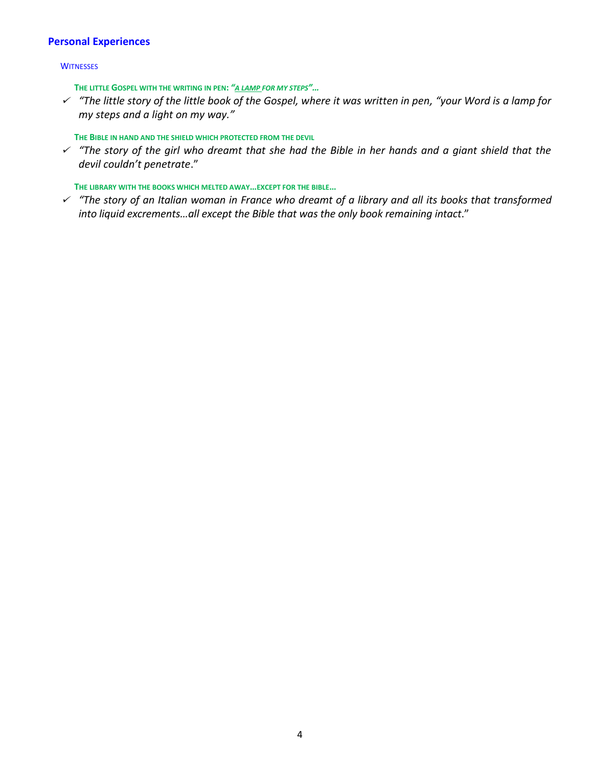## Personal Experiences

### Witnesses

#### The little Gospel with the writing in pen: *"A lamp for my steps"*…

- ✓ *"The little story of the little book of the Gospel, where it was written in pen, "your Word is a lamp for my steps and a light on my way."*

#### The Bible in hand and the shield which protected from the devil

- ✓ *"The story of the girl who dreamt that she had the Bible in her hands and a giant shield that the devil couldn't penetrate*."

#### The library with the books which melted away…except for the Bible…

- ✓ *"The story of an Italian woman in France who dreamt of a library and all its books that transformed into liquid excrements…all except the Bible that was the only book remaining intact*."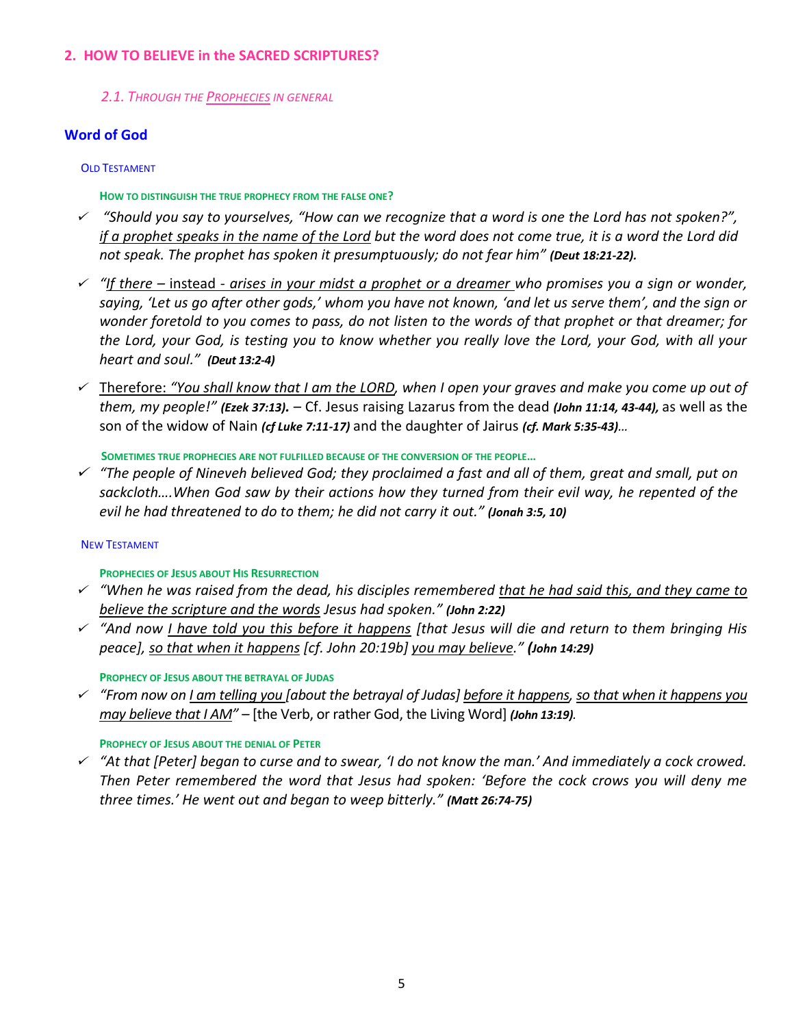## 2. HOW TO BELIEVE in the SACRED SCRIPTURES?

### *2.1. Through the <u>Prophecies</u> in general*

### Word of God

#### Old Testament

##### How to distinguish the true prophecy from the false one?

- ✓ *"Should you say to yourselves, "How can we recognize that a word is one the Lord has not spoken?", <u>if a prophet speaks in the name of the Lord</u> but the word does not come true, it is a word the Lord did not speak. The prophet has spoken it presumptuously; do not fear him"* ***(Deut 18:21-22).***
- ✓ *"<u>If there</u>* <u>– instead -</u> *<u>arises in your midst a prophet or a dreamer</u> who promises you a sign or wonder, saying, 'Let us go after other gods,' whom you have not known, 'and let us serve them', and the sign or wonder foretold to you comes to pass, do not listen to the words of that prophet or that dreamer; for the Lord, your God, is testing you to know whether you really love the Lord, your God, with all your heart and soul."* ***(Deut 13:2-4)***
- ✓ <u>Therefore:</u> *<u>"You shall know that I am the LORD</u>, when I open your graves and make you come up out of them, my people!"* ***(Ezek 37:13).*** – Cf. Jesus raising Lazarus from the dead ***(John 11:14, 43-44),*** as well as the son of the widow of Nain ***(cf Luke 7:11-17)*** and the daughter of Jairus ***(cf. Mark 5:35-43)****…*

##### Sometimes true prophecies are not fulfilled because of the conversion of the people...

- ✓ *"The people of Nineveh believed God; they proclaimed a fast and all of them, great and small, put on sackcloth….When God saw by their actions how they turned from their evil way, he repented of the evil he had threatened to do to them; he did not carry it out."* ***(Jonah 3:5, 10)***

#### New Testament

##### Prophecies of Jesus about His Resurrection

- ✓ *"When he was raised from the dead, his disciples remembered <u>that he had said this, and they came to believe the scripture and the words</u> Jesus had spoken."* ***(John 2:22)***
- ✓ *"And now <u>I have told you this before it happens</u> [that Jesus will die and return to them bringing His peace], <u>so that when it happens</u> [cf. John 20:19b] <u>you may believe</u>."* ***(John 14:29)***

##### Prophecy of Jesus about the betrayal of Judas

- ✓ *"From now on <u>I am telling you</u> [about the betrayal of Judas] <u>before it happens</u>, <u>so that when it happens you may believe that I AM</u>"* – [the Verb, or rather God, the Living Word] ***(John 13:19).***

##### Prophecy of Jesus about the denial of Peter

- ✓ *"At that [Peter] began to curse and to swear, 'I do not know the man.' And immediately a cock crowed. Then Peter remembered the word that Jesus had spoken: 'Before the cock crows you will deny me three times.' He went out and began to weep bitterly."* ***(Matt 26:74-75)***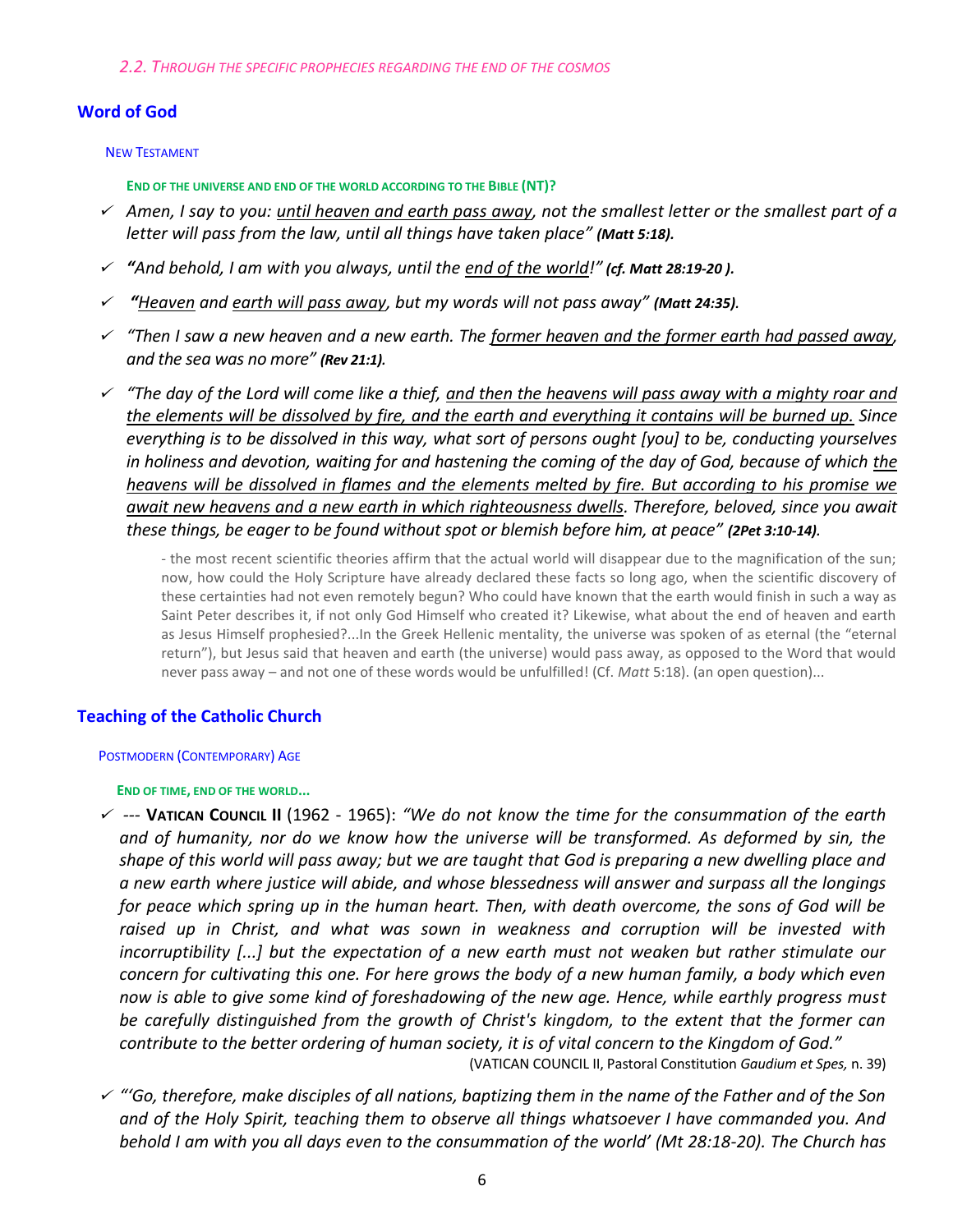*2.2. Through the specific prophecies regarding the end of the cosmos*

## Word of God

### New Testament

#### End of the universe and end of the world according to the Bible (NT)?

- ✓ *Amen, I say to you: until heaven and earth pass away, not the smallest letter or the smallest part of a letter will pass from the law, until all things have taken place"* ***(Matt 5:18).***
- ✓ ***"****And behold, I am with you always, until the end of the world!"* ***(cf. Matt 28:19-20 ).***
- ✓ ***"****Heaven and earth will pass away, but my words will not pass away"* ***(Matt 24:35).***
- ✓ *"Then I saw a new heaven and a new earth. The former heaven and the former earth had passed away, and the sea was no more"* ***(Rev 21:1).***
- ✓ *"The day of the Lord will come like a thief, and then the heavens will pass away with a mighty roar and the elements will be dissolved by fire, and the earth and everything it contains will be burned up. Since everything is to be dissolved in this way, what sort of persons ought [you] to be, conducting yourselves in holiness and devotion, waiting for and hastening the coming of the day of God, because of which the heavens will be dissolved in flames and the elements melted by fire. But according to his promise we await new heavens and a new earth in which righteousness dwells. Therefore, beloved, since you await these things, be eager to be found without spot or blemish before him, at peace"* ***(2Pet 3:10-14).***

  - the most recent scientific theories affirm that the actual world will disappear due to the magnification of the sun; now, how could the Holy Scripture have already declared these facts so long ago, when the scientific discovery of these certainties had not even remotely begun? Who could have known that the earth would finish in such a way as Saint Peter describes it, if not only God Himself who created it? Likewise, what about the end of heaven and earth as Jesus Himself prophesied?...In the Greek Hellenic mentality, the universe was spoken of as eternal (the "eternal return"), but Jesus said that heaven and earth (the universe) would pass away, as opposed to the Word that would never pass away – and not one of these words would be unfulfilled! (Cf. *Matt* 5:18). (an open question)...

## Teaching of the Catholic Church

### Postmodern (Contemporary) Age

#### End of time, end of the world...

- ✓ --- **Vatican Council II** (1962 - 1965): *"We do not know the time for the consummation of the earth and of humanity, nor do we know how the universe will be transformed. As deformed by sin, the shape of this world will pass away; but we are taught that God is preparing a new dwelling place and a new earth where justice will abide, and whose blessedness will answer and surpass all the longings for peace which spring up in the human heart. Then, with death overcome, the sons of God will be raised up in Christ, and what was sown in weakness and corruption will be invested with incorruptibility [...] but the expectation of a new earth must not weaken but rather stimulate our concern for cultivating this one. For here grows the body of a new human family, a body which even now is able to give some kind of foreshadowing of the new age. Hence, while earthly progress must be carefully distinguished from the growth of Christ's kingdom, to the extent that the former can contribute to the better ordering of human society, it is of vital concern to the Kingdom of God."*

  (VATICAN COUNCIL II, Pastoral Constitution *Gaudium et Spes,* n. 39)

- ✓ *"'Go, therefore, make disciples of all nations, baptizing them in the name of the Father and of the Son and of the Holy Spirit, teaching them to observe all things whatsoever I have commanded you. And behold I am with you all days even to the consummation of the world' (Mt 28:18-20). The Church has*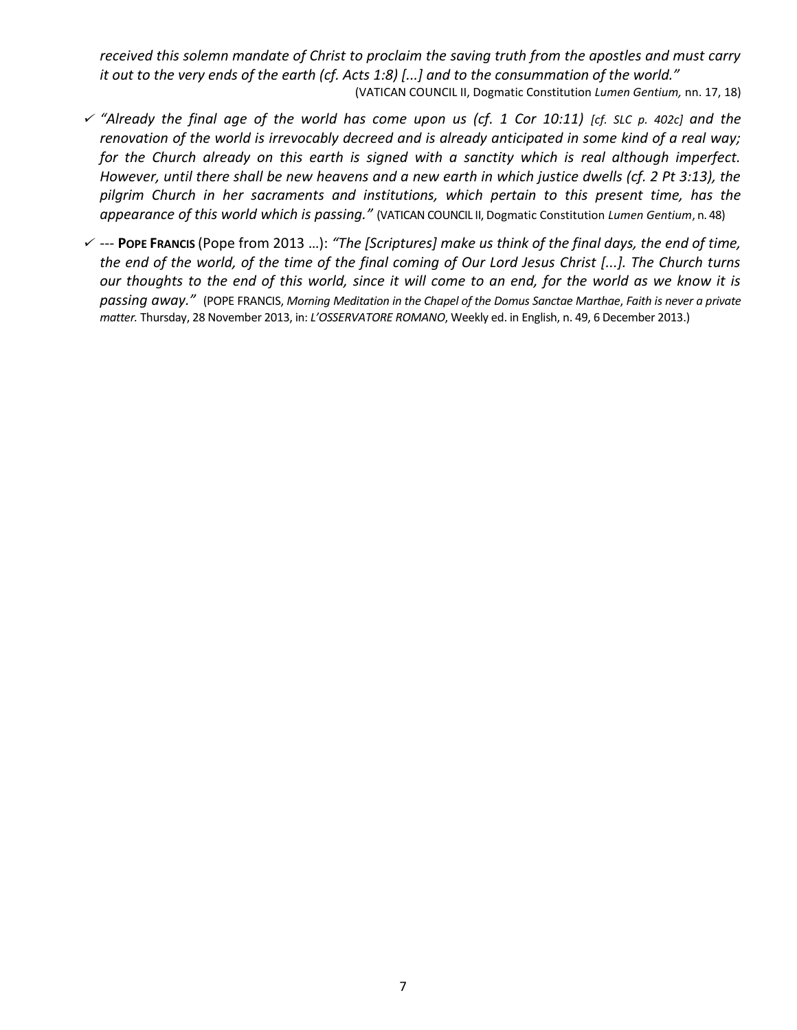*received this solemn mandate of Christ to proclaim the saving truth from the apostles and must carry it out to the very ends of the earth (cf. Acts 1:8) [...] and to the consummation of the world."*

(VATICAN COUNCIL II, Dogmatic Constitution *Lumen Gentium,* nn. 17, 18)

- ✓ *"Already the final age of the world has come upon us (cf. 1 Cor 10:11) [cf. SLC p. 402c] and the renovation of the world is irrevocably decreed and is already anticipated in some kind of a real way; for the Church already on this earth is signed with a sanctity which is real although imperfect. However, until there shall be new heavens and a new earth in which justice dwells (cf. 2 Pt 3:13), the pilgrim Church in her sacraments and institutions, which pertain to this present time, has the appearance of this world which is passing."* (VATICAN COUNCIL II, Dogmatic Constitution *Lumen Gentium*, n. 48)

- ✓ --- **POPE FRANCIS** (Pope from 2013 …): *"The [Scriptures] make us think of the final days, the end of time, the end of the world, of the time of the final coming of Our Lord Jesus Christ [...]. The Church turns our thoughts to the end of this world, since it will come to an end, for the world as we know it is passing away."* (POPE FRANCIS, *Morning Meditation in the Chapel of the Domus Sanctae Marthae*, *Faith is never a private matter.* Thursday, 28 November 2013, in: *L'OSSERVATORE ROMANO*, Weekly ed. in English, n. 49, 6 December 2013.)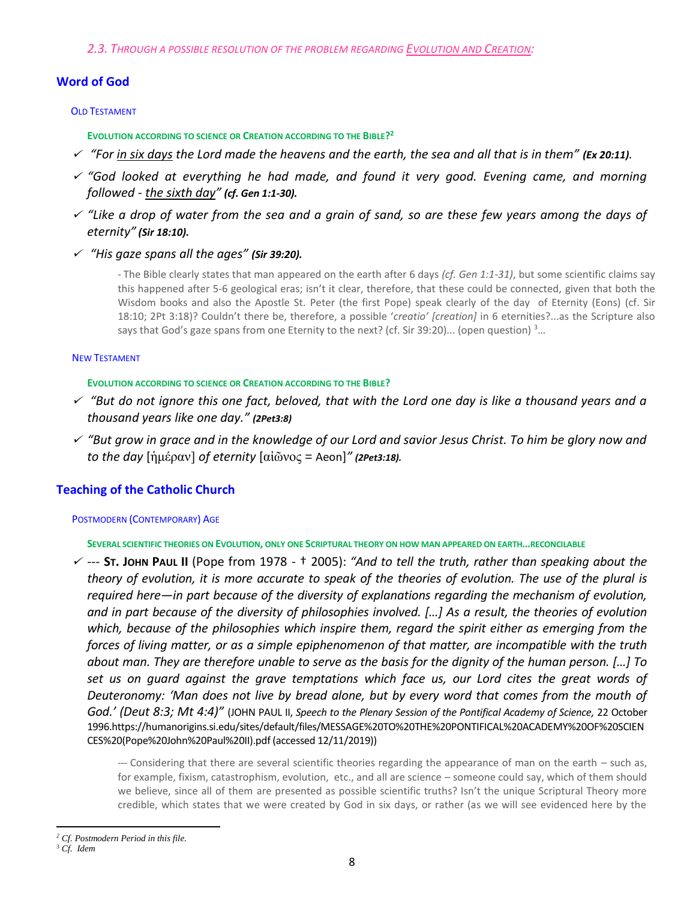*2.3. Through a possible resolution of the problem regarding <u>Evolution and Creation</u>:*

## Word of God

### Old Testament

#### Evolution according to science or Creation according to the Bible?[2]

- ✓ *"For <u>in six days</u> the Lord made the heavens and the earth, the sea and all that is in them"* ***(Ex 20:11)***.
- ✓ *"God looked at everything he had made, and found it very good. Evening came, and morning followed - <u>the sixth day</u>"* ***(cf. Gen 1:1-30).***
- ✓ *"Like a drop of water from the sea and a grain of sand, so are these few years among the days of eternity"* ***(Sir 18:10).***
- ✓ *"His gaze spans all the ages"* ***(Sir 39:20).***

> - The Bible clearly states that man appeared on the earth after 6 days *(cf. Gen 1:1-31)*, but some scientific claims say this happened after 5-6 geological eras; isn't it clear, therefore, that these could be connected, given that both the Wisdom books and also the Apostle St. Peter (the first Pope) speak clearly of the day of Eternity (Eons) (cf. Sir 18:10; 2Pt 3:18)? Couldn't there be, therefore, a possible '*creatio*' *[creation]* in 6 eternities?...as the Scripture also says that God's gaze spans from one Eternity to the next? (cf. Sir 39:20)... (open question) [3]...

### New Testament

#### Evolution according to science or Creation according to the Bible?

- ✓ *"But do not ignore this one fact, beloved, that with the Lord one day is like a thousand years and a thousand years like one day."* ***(2Pet3:8)***
- ✓ *"But grow in grace and in the knowledge of our Lord and savior Jesus Christ. To him be glory now and to the day* [ἡμέραν] *of eternity* [αἰῶνος = Aeon]*"* ***(2Pet3:18).***

## Teaching of the Catholic Church

### Postmodern (Contemporary) Age

#### Several scientific theories on Evolution, only one Scriptural theory on how man appeared on earth...reconcilable

- ✓ --- **St. John Paul II** (Pope from 1978 - † 2005): *"And to tell the truth, rather than speaking about the theory of evolution, it is more accurate to speak of the theories of evolution. The use of the plural is required here—in part because of the diversity of explanations regarding the mechanism of evolution, and in part because of the diversity of philosophies involved. […] As a result, the theories of evolution which, because of the philosophies which inspire them, regard the spirit either as emerging from the forces of living matter, or as a simple epiphenomenon of that matter, are incompatible with the truth about man. They are therefore unable to serve as the basis for the dignity of the human person. […] To set us on guard against the grave temptations which face us, our Lord cites the great words of Deuteronomy: 'Man does not live by bread alone, but by every word that comes from the mouth of God.' (Deut 8:3; Mt 4:4)"* (JOHN PAUL II, *Speech to the Plenary Session of the Pontifical Academy of Science,* 22 October 1996.https://humanorigins.si.edu/sites/default/files/MESSAGE%20TO%20THE%20PONTIFICAL%20ACADEMY%20OF%20SCIENCES%20(Pope%20John%20Paul%20II).pdf (accessed 12/11/2019))

> --- Considering that there are several scientific theories regarding the appearance of man on the earth – such as, for example, fixism, catastrophism, evolution, etc., and all are science – someone could say, which of them should we believe, since all of them are presented as possible scientific truths? Isn't the unique Scriptural Theory more credible, which states that we were created by God in six days, or rather (as we will see evidenced here by the

---

[2] *Cf. Postmodern Period in this file.*

[3] *Cf. Idem*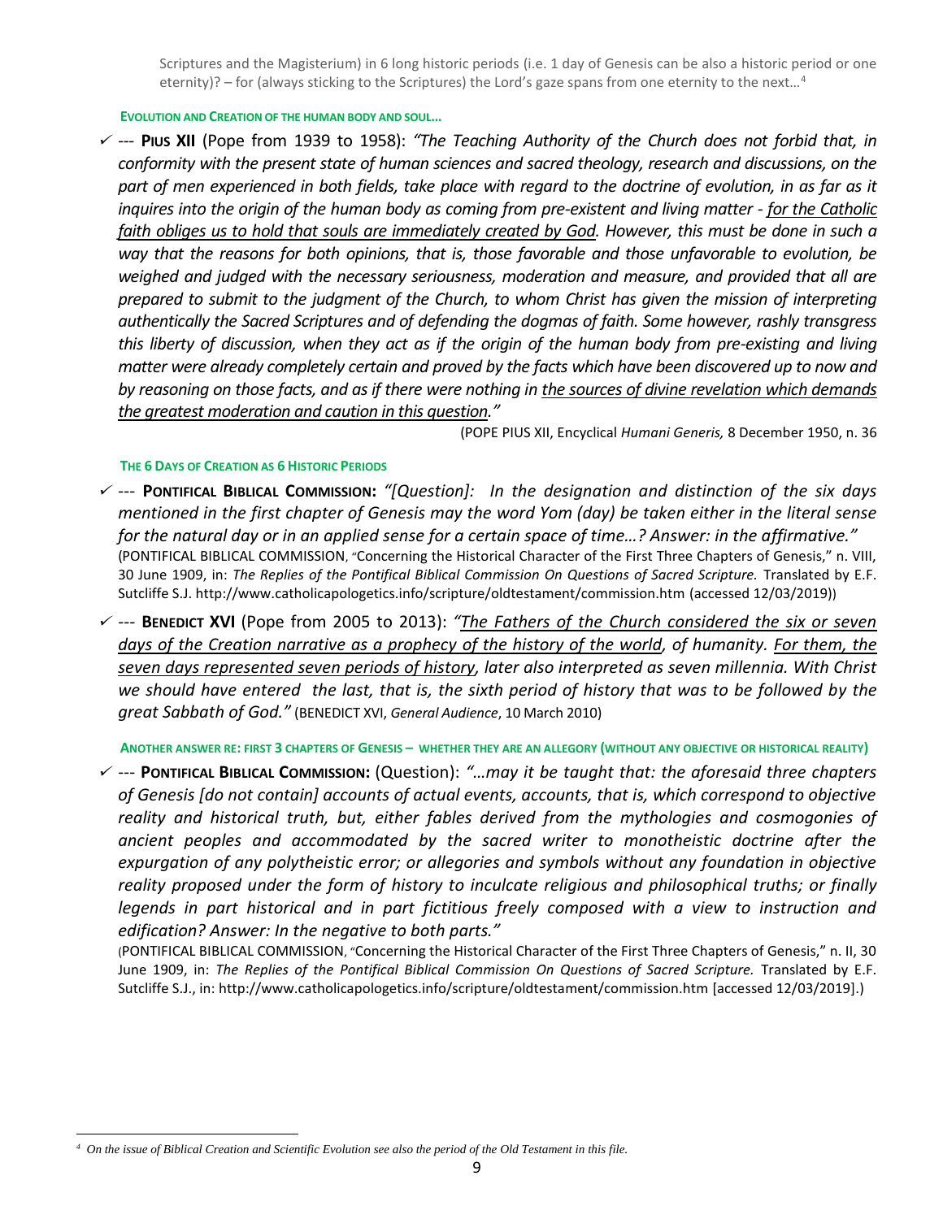Scriptures and the Magisterium) in 6 long historic periods (i.e. 1 day of Genesis can be also a historic period or one eternity)? – for (always sticking to the Scriptures) the Lord's gaze spans from one eternity to the next…[4]

**EVOLUTION AND CREATION OF THE HUMAN BODY AND SOUL…**

- ✓ --- **PIUS XII** (Pope from 1939 to 1958): *"The Teaching Authority of the Church does not forbid that, in conformity with the present state of human sciences and sacred theology, research and discussions, on the part of men experienced in both fields, take place with regard to the doctrine of evolution, in as far as it inquires into the origin of the human body as coming from pre-existent and living matter - <u>for the Catholic faith obliges us to hold that souls are immediately created by God</u>. However, this must be done in such a way that the reasons for both opinions, that is, those favorable and those unfavorable to evolution, be weighed and judged with the necessary seriousness, moderation and measure, and provided that all are prepared to submit to the judgment of the Church, to whom Christ has given the mission of interpreting authentically the Sacred Scriptures and of defending the dogmas of faith. Some however, rashly transgress this liberty of discussion, when they act as if the origin of the human body from pre-existing and living matter were already completely certain and proved by the facts which have been discovered up to now and by reasoning on those facts, and as if there were nothing in <u>the sources of divine revelation which demands the greatest moderation and caution in this question</u>."*

  (POPE PIUS XII, Encyclical *Humani Generis,* 8 December 1950, n. 36

**THE 6 DAYS OF CREATION AS 6 HISTORIC PERIODS**

- ✓ --- **PONTIFICAL BIBLICAL COMMISSION:** *"[Question]: In the designation and distinction of the six days mentioned in the first chapter of Genesis may the word Yom (day) be taken either in the literal sense for the natural day or in an applied sense for a certain space of time…? Answer: in the affirmative."* (PONTIFICAL BIBLICAL COMMISSION, "Concerning the Historical Character of the First Three Chapters of Genesis," n. VIII, 30 June 1909, in: *The Replies of the Pontifical Biblical Commission On Questions of Sacred Scripture.* Translated by E.F. Sutcliffe S.J. http://www.catholicapologetics.info/scripture/oldtestament/commission.htm (accessed 12/03/2019))

- ✓ --- **BENEDICT XVI** (Pope from 2005 to 2013): *"<u>The Fathers of the Church considered the six or seven days of the Creation narrative as a prophecy of the history of the world</u>, of humanity. <u>For them, the seven days represented seven periods of history</u>, later also interpreted as seven millennia. With Christ we should have entered the last, that is, the sixth period of history that was to be followed by the great Sabbath of God."* (BENEDICT XVI, *General Audience*, 10 March 2010)

**ANOTHER ANSWER RE: FIRST 3 CHAPTERS OF GENESIS – WHETHER THEY ARE AN ALLEGORY (WITHOUT ANY OBJECTIVE OR HISTORICAL REALITY)**

- ✓ --- **PONTIFICAL BIBLICAL COMMISSION:** (Question): *"…may it be taught that: the aforesaid three chapters of Genesis [do not contain] accounts of actual events, accounts, that is, which correspond to objective reality and historical truth, but, either fables derived from the mythologies and cosmogonies of ancient peoples and accommodated by the sacred writer to monotheistic doctrine after the expurgation of any polytheistic error; or allegories and symbols without any foundation in objective reality proposed under the form of history to inculcate religious and philosophical truths; or finally legends in part historical and in part fictitious freely composed with a view to instruction and edification? Answer: In the negative to both parts."*

  (PONTIFICAL BIBLICAL COMMISSION, "Concerning the Historical Character of the First Three Chapters of Genesis," n. II, 30 June 1909, in: *The Replies of the Pontifical Biblical Commission On Questions of Sacred Scripture.* Translated by E.F. Sutcliffe S.J., in: http://www.catholicapologetics.info/scripture/oldtestament/commission.htm [accessed 12/03/2019].)

---

[4] *On the issue of Biblical Creation and Scientific Evolution see also the period of the Old Testament in this file.*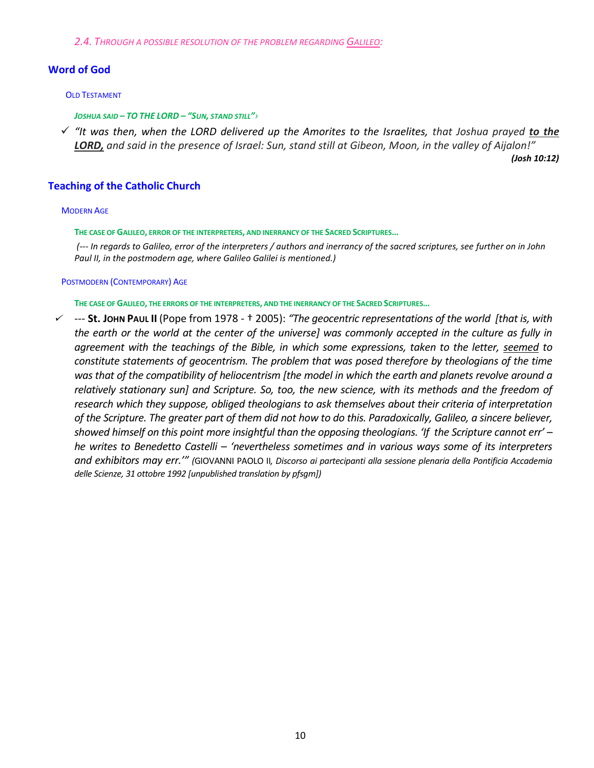*2.4. Through a possible resolution of the problem regarding <u>Galileo</u>:*

## Word of God

### Old Testament

***Joshua said – TO THE LORD – "Sun, stand still"›***

- ✓ *"It was then, when the LORD delivered up the Amorites to the Israelites, that Joshua prayed **<u>to the LORD,</u>** and said in the presence of Israel: Sun, stand still at Gibeon, Moon, in the valley of Aijalon!"* ***(Josh 10:12)***

## Teaching of the Catholic Church

### Modern Age

**The case of Galileo, error of the interpreters, and inerrancy of the Sacred Scriptures…**

*(--- In regards to Galileo, error of the interpreters / authors and inerrancy of the sacred scriptures, see further on in John Paul II, in the postmodern age, where Galileo Galilei is mentioned.)*

### Postmodern (Contemporary) Age

**The case of Galileo, the errors of the interpreters, and the inerrancy of the Sacred Scriptures…**

- ✓ --- **St. John Paul II** (Pope from 1978 - † 2005): *"The geocentric representations of the world [that is, with the earth or the world at the center of the universe] was commonly accepted in the culture as fully in agreement with the teachings of the Bible, in which some expressions, taken to the letter, <u>seemed</u> to constitute statements of geocentrism. The problem that was posed therefore by theologians of the time was that of the compatibility of heliocentrism [the model in which the earth and planets revolve around a relatively stationary sun] and Scripture. So, too, the new science, with its methods and the freedom of research which they suppose, obliged theologians to ask themselves about their criteria of interpretation of the Scripture. The greater part of them did not how to do this. Paradoxically, Galileo, a sincere believer, showed himself on this point more insightful than the opposing theologians. 'If the Scripture cannot err' – he writes to Benedetto Castelli – 'nevertheless sometimes and in various ways some of its interpreters and exhibitors may err.'"* (GIOVANNI PAOLO II, *Discorso ai partecipanti alla sessione plenaria della Pontificia Accademia delle Scienze, 31 ottobre 1992 [unpublished translation by pfsgm])*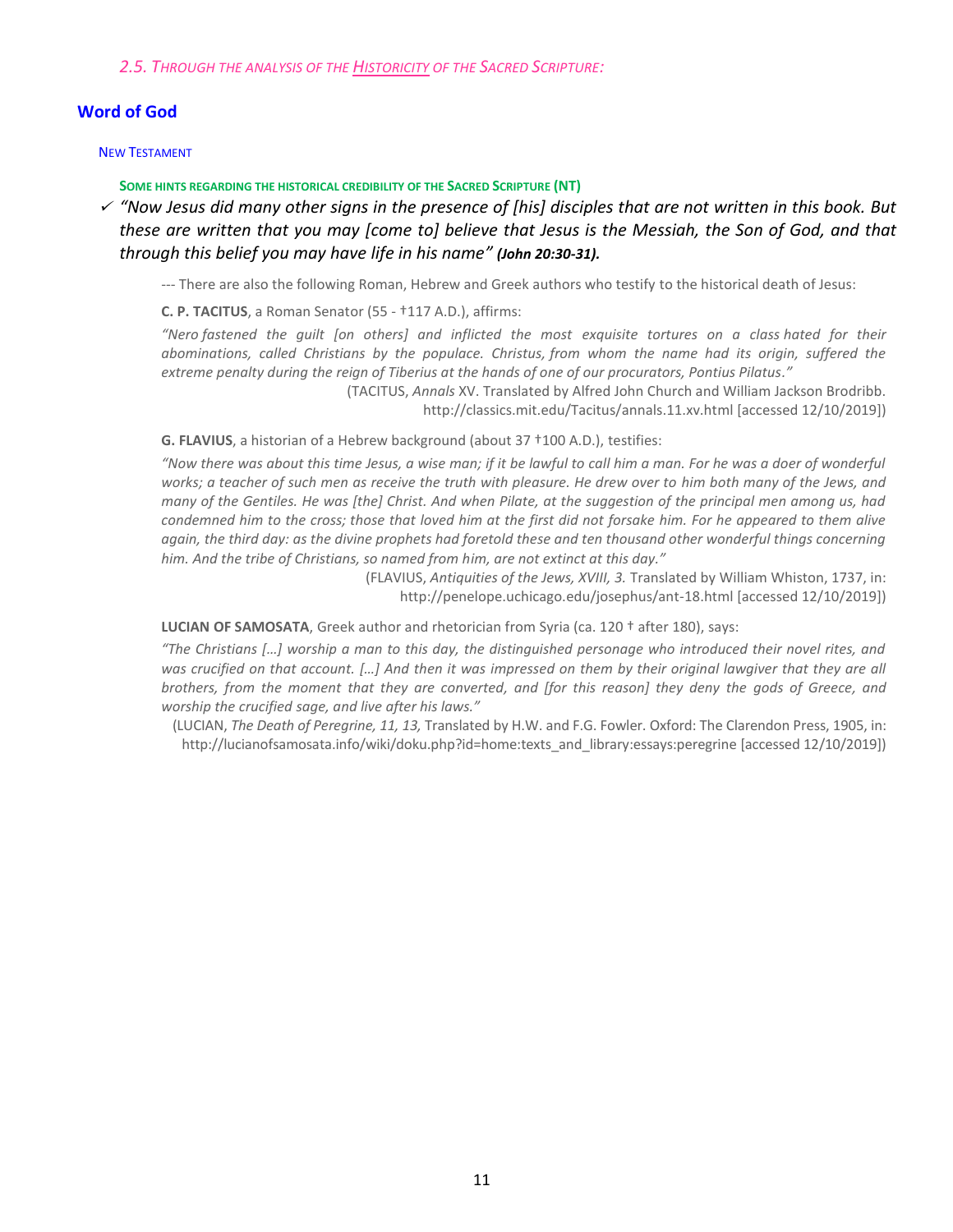*2.5. THROUGH THE ANALYSIS OF THE HISTORICITY OF THE SACRED SCRIPTURE:*

## Word of God

### NEW TESTAMENT

#### SOME HINTS REGARDING THE HISTORICAL CREDIBILITY OF THE SACRED SCRIPTURE (NT)

- ✓ *"Now Jesus did many other signs in the presence of [his] disciples that are not written in this book. But these are written that you may [come to] believe that Jesus is the Messiah, the Son of God, and that through this belief you may have life in his name"* ***(John 20:30-31).***

--- There are also the following Roman, Hebrew and Greek authors who testify to the historical death of Jesus:

**C. P. TACITUS**, a Roman Senator (55 - †117 A.D.), affirms:

*"Nero fastened the guilt [on others] and inflicted the most exquisite tortures on a class hated for their abominations, called Christians by the populace. Christus, from whom the name had its origin, suffered the extreme penalty during the reign of Tiberius at the hands of one of our procurators, Pontius Pilatus."*

(TACITUS, *Annals* XV. Translated by Alfred John Church and William Jackson Brodribb. http://classics.mit.edu/Tacitus/annals.11.xv.html [accessed 12/10/2019])

**G. FLAVIUS**, a historian of a Hebrew background (about 37 †100 A.D.), testifies:

*"Now there was about this time Jesus, a wise man; if it be lawful to call him a man. For he was a doer of wonderful works; a teacher of such men as receive the truth with pleasure. He drew over to him both many of the Jews, and many of the Gentiles. He was [the] Christ. And when Pilate, at the suggestion of the principal men among us, had condemned him to the cross; those that loved him at the first did not forsake him. For he appeared to them alive again, the third day: as the divine prophets had foretold these and ten thousand other wonderful things concerning him. And the tribe of Christians, so named from him, are not extinct at this day."*

(FLAVIUS, *Antiquities of the Jews, XVIII, 3.* Translated by William Whiston, 1737, in: http://penelope.uchicago.edu/josephus/ant-18.html [accessed 12/10/2019])

**LUCIAN OF SAMOSATA**, Greek author and rhetorician from Syria (ca. 120 † after 180), says:

*"The Christians […] worship a man to this day, the distinguished personage who introduced their novel rites, and was crucified on that account. […] And then it was impressed on them by their original lawgiver that they are all brothers, from the moment that they are converted, and [for this reason] they deny the gods of Greece, and worship the crucified sage, and live after his laws."*

(LUCIAN, *The Death of Peregrine, 11, 13,* Translated by H.W. and F.G. Fowler. Oxford: The Clarendon Press, 1905, in: http://lucianofsamosata.info/wiki/doku.php?id=home:texts_and_library:essays:peregrine [accessed 12/10/2019])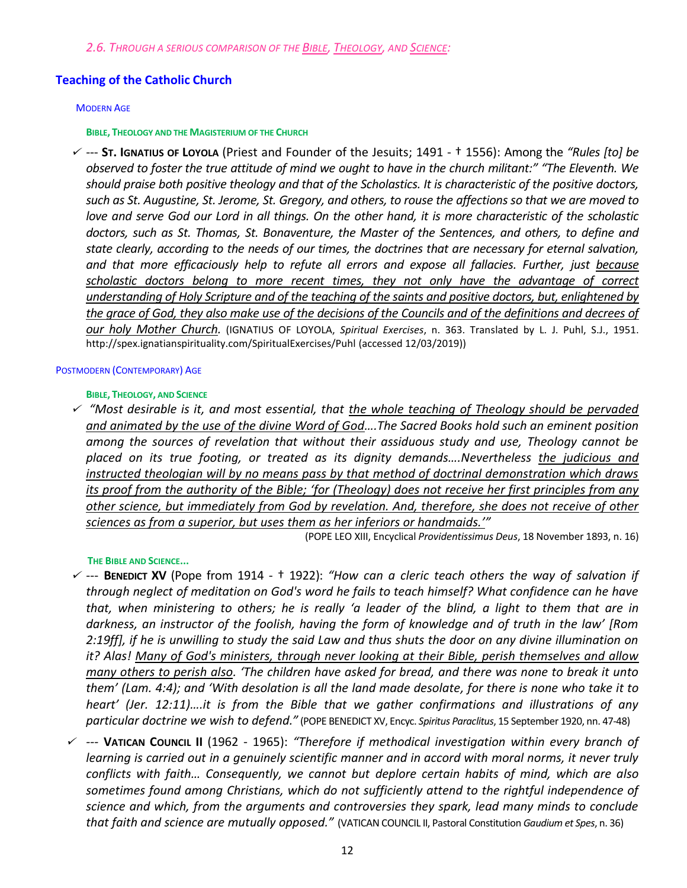*2.6. Through a serious comparison of the Bible, Theology, and Science:*

## Teaching of the Catholic Church

### Modern Age

#### Bible, Theology and the Magisterium of the Church

- ✓ --- **St. Ignatius of Loyola** (Priest and Founder of the Jesuits; 1491 - † 1556): Among the *"Rules [to] be observed to foster the true attitude of mind we ought to have in the church militant:" "The Eleventh. We should praise both positive theology and that of the Scholastics. It is characteristic of the positive doctors, such as St. Augustine, St. Jerome, St. Gregory, and others, to rouse the affections so that we are moved to love and serve God our Lord in all things. On the other hand, it is more characteristic of the scholastic doctors, such as St. Thomas, St. Bonaventure, the Master of the Sentences, and others, to define and state clearly, according to the needs of our times, the doctrines that are necessary for eternal salvation, and that more efficaciously help to refute all errors and expose all fallacies. Further, just because scholastic doctors belong to more recent times, they not only have the advantage of correct understanding of Holy Scripture and of the teaching of the saints and positive doctors, but, enlightened by the grace of God, they also make use of the decisions of the Councils and of the definitions and decrees of our holy Mother Church.* (IGNATIUS OF LOYOLA, *Spiritual Exercises*, n. 363. Translated by L. J. Puhl, S.J., 1951. http://spex.ignatianspirituality.com/SpiritualExercises/Puhl (accessed 12/03/2019))

### Postmodern (Contemporary) Age

#### Bible, Theology, and Science

- ✓ *"Most desirable is it, and most essential, that the whole teaching of Theology should be pervaded and animated by the use of the divine Word of God….The Sacred Books hold such an eminent position among the sources of revelation that without their assiduous study and use, Theology cannot be placed on its true footing, or treated as its dignity demands….Nevertheless the judicious and instructed theologian will by no means pass by that method of doctrinal demonstration which draws its proof from the authority of the Bible; 'for (Theology) does not receive her first principles from any other science, but immediately from God by revelation. And, therefore, she does not receive of other sciences as from a superior, but uses them as her inferiors or handmaids.'"*
  (POPE LEO XIII, Encyclical *Providentissimus Deus*, 18 November 1893, n. 16)

#### The Bible and Science...

- ✓ --- **Benedict XV** (Pope from 1914 - † 1922): *"How can a cleric teach others the way of salvation if through neglect of meditation on God's word he fails to teach himself? What confidence can he have that, when ministering to others; he is really 'a leader of the blind, a light to them that are in darkness, an instructor of the foolish, having the form of knowledge and of truth in the law' [Rom 2:19ff], if he is unwilling to study the said Law and thus shuts the door on any divine illumination on it? Alas! Many of God's ministers, through never looking at their Bible, perish themselves and allow many others to perish also. 'The children have asked for bread, and there was none to break it unto them' (Lam. 4:4); and 'With desolation is all the land made desolate, for there is none who take it to heart' (Jer. 12:11)….it is from the Bible that we gather confirmations and illustrations of any particular doctrine we wish to defend."* (POPE BENEDICT XV, Encyc. *Spiritus Paraclitus*, 15 September 1920, nn. 47-48)
- ✓ --- **Vatican Council II** (1962 - 1965): *"Therefore if methodical investigation within every branch of learning is carried out in a genuinely scientific manner and in accord with moral norms, it never truly conflicts with faith… Consequently, we cannot but deplore certain habits of mind, which are also sometimes found among Christians, which do not sufficiently attend to the rightful independence of science and which, from the arguments and controversies they spark, lead many minds to conclude that faith and science are mutually opposed."* (VATICAN COUNCIL II, Pastoral Constitution *Gaudium et Spes*, n. 36)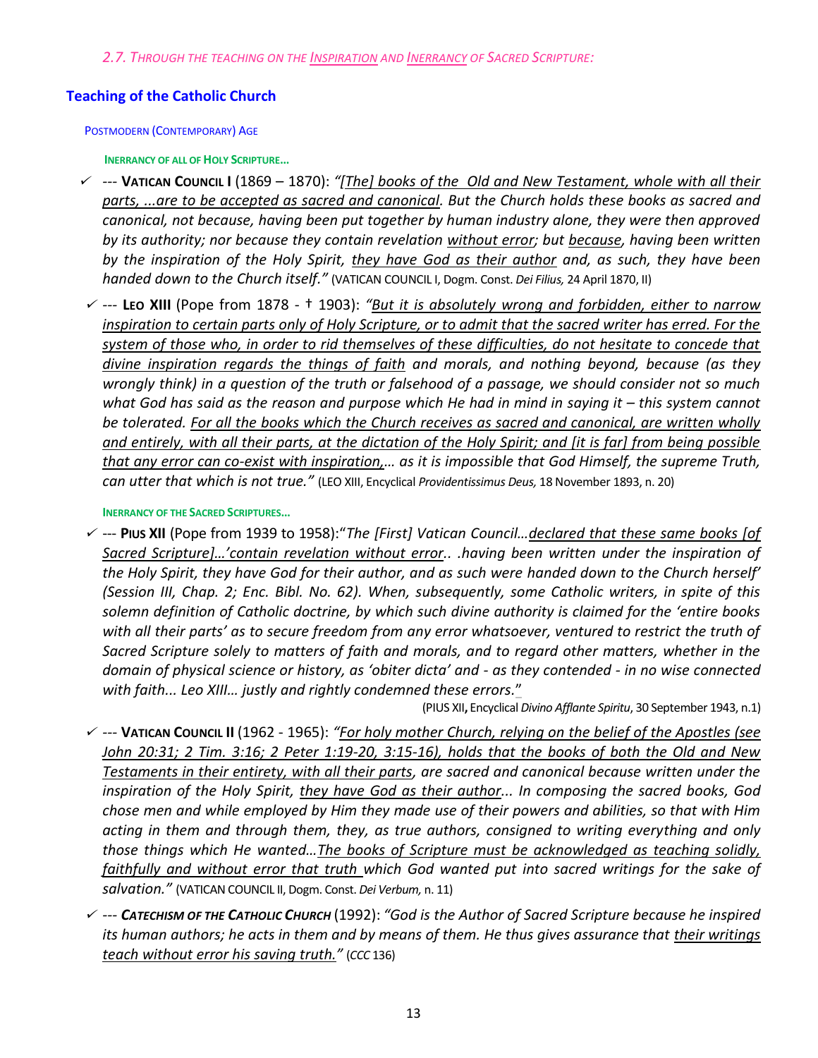*2.7. Through the teaching on the <u>Inspiration</u> and <u>Inerrancy</u> of Sacred Scripture:*

## Teaching of the Catholic Church

Postmodern (Contemporary) Age

**Inerrancy of all of Holy Scripture...**

- ✓ --- **Vatican Council I** (1869 – 1870): *"<u>[The] books of the Old and New Testament, whole with all their parts, ...are to be accepted as sacred and canonical</u>. But the Church holds these books as sacred and canonical, not because, having been put together by human industry alone, they were then approved by its authority; nor because they contain revelation <u>without error</u>; but <u>because</u>, having been written by the inspiration of the Holy Spirit, <u>they have God as their author</u> and, as such, they have been handed down to the Church itself."* (VATICAN COUNCIL I, Dogm. Const. *Dei Filius,* 24 April 1870, II)

- ✓ --- **Leo XIII** (Pope from 1878 - † 1903): *"<u>But it is absolutely wrong and forbidden, either to narrow inspiration to certain parts only of Holy Scripture, or to admit that the sacred writer has erred. For the system of those who, in order to rid themselves of these difficulties, do not hesitate to concede that divine inspiration regards the things of faith</u> and morals, and nothing beyond, because (as they wrongly think) in a question of the truth or falsehood of a passage, we should consider not so much what God has said as the reason and purpose which He had in mind in saying it – this system cannot be tolerated. <u>For all the books which the Church receives as sacred and canonical, are written wholly and entirely, with all their parts, at the dictation of the Holy Spirit; and [it is far] from being possible that any error can co-exist with inspiration,</u>… as it is impossible that God Himself, the supreme Truth, can utter that which is not true."* (LEO XIII, Encyclical *Providentissimus Deus,* 18 November 1893, n. 20)

**Inerrancy of the Sacred Scriptures...**

- ✓ --- **Pius XII** (Pope from 1939 to 1958):"*The [First] Vatican Council…<u>declared that these same books [of Sacred Scripture]…'contain revelation without error</u>.. .having been written under the inspiration of the Holy Spirit, they have God for their author, and as such were handed down to the Church herself' (Session III, Chap. 2; Enc. Bibl. No. 62). When, subsequently, some Catholic writers, in spite of this solemn definition of Catholic doctrine, by which such divine authority is claimed for the 'entire books with all their parts' as to secure freedom from any error whatsoever, ventured to restrict the truth of Sacred Scripture solely to matters of faith and morals, and to regard other matters, whether in the domain of physical science or history, as 'obiter dicta' and - as they contended - in no wise connected with faith... Leo XIII… justly and rightly condemned these errors.*"
(PIUS XII**,** Encyclical *Divino Afflante Spiritu*, 30 September 1943, n.1)

- ✓ --- **Vatican Council II** (1962 - 1965): *"<u>For holy mother Church, relying on the belief of the Apostles (see John 20:31; 2 Tim. 3:16; 2 Peter 1:19-20, 3:15-16), holds that the books of both the Old and New Testaments in their entirety, with all their parts</u>, are sacred and canonical because written under the inspiration of the Holy Spirit, <u>they have God as their author</u>... In composing the sacred books, God chose men and while employed by Him they made use of their powers and abilities, so that with Him acting in them and through them, they, as true authors, consigned to writing everything and only those things which He wanted…<u>The books of Scripture must be acknowledged as teaching solidly, faithfully and without error that truth</u> which God wanted put into sacred writings for the sake of salvation."* (VATICAN COUNCIL II, Dogm. Const. *Dei Verbum,* n. 11)

- ✓ --- ***Catechism of the Catholic Church*** (1992): *"God is the Author of Sacred Scripture because he inspired its human authors; he acts in them and by means of them. He thus gives assurance that <u>their writings teach without error his saving truth.</u>"* (*CCC* 136)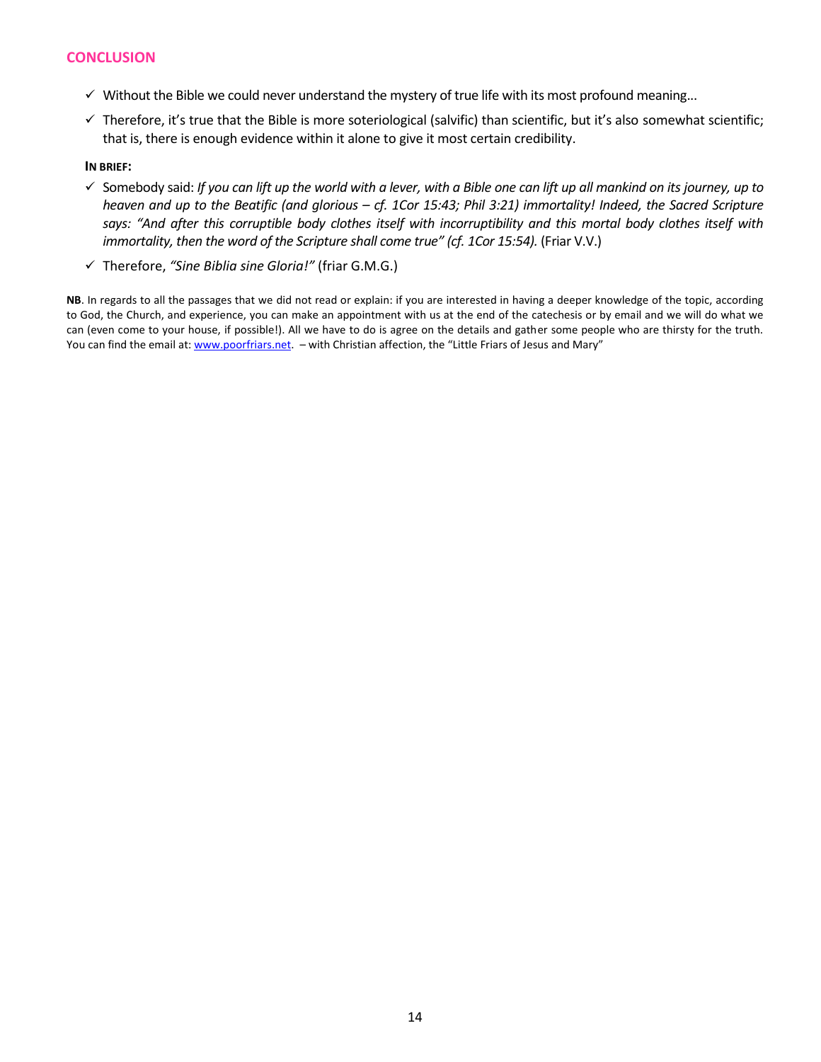## CONCLUSION

- ✓ Without the Bible we could never understand the mystery of true life with its most profound meaning…
- ✓ Therefore, it's true that the Bible is more soteriological (salvific) than scientific, but it's also somewhat scientific; that is, there is enough evidence within it alone to give it most certain credibility.

**IN BRIEF:**

- ✓ Somebody said: *If you can lift up the world with a lever, with a Bible one can lift up all mankind on its journey, up to heaven and up to the Beatific (and glorious – cf. 1Cor 15:43; Phil 3:21) immortality! Indeed, the Sacred Scripture says: "And after this corruptible body clothes itself with incorruptibility and this mortal body clothes itself with immortality, then the word of the Scripture shall come true" (cf. 1Cor 15:54).* (Friar V.V.)
- ✓ Therefore, *"Sine Biblia sine Gloria!"* (friar G.M.G.)

**NB**. In regards to all the passages that we did not read or explain: if you are interested in having a deeper knowledge of the topic, according to God, the Church, and experience, you can make an appointment with us at the end of the catechesis or by email and we will do what we can (even come to your house, if possible!). All we have to do is agree on the details and gather some people who are thirsty for the truth. You can find the email at: [www.poorfriars.net](http://www.poorfriars.net). – with Christian affection, the "Little Friars of Jesus and Mary"